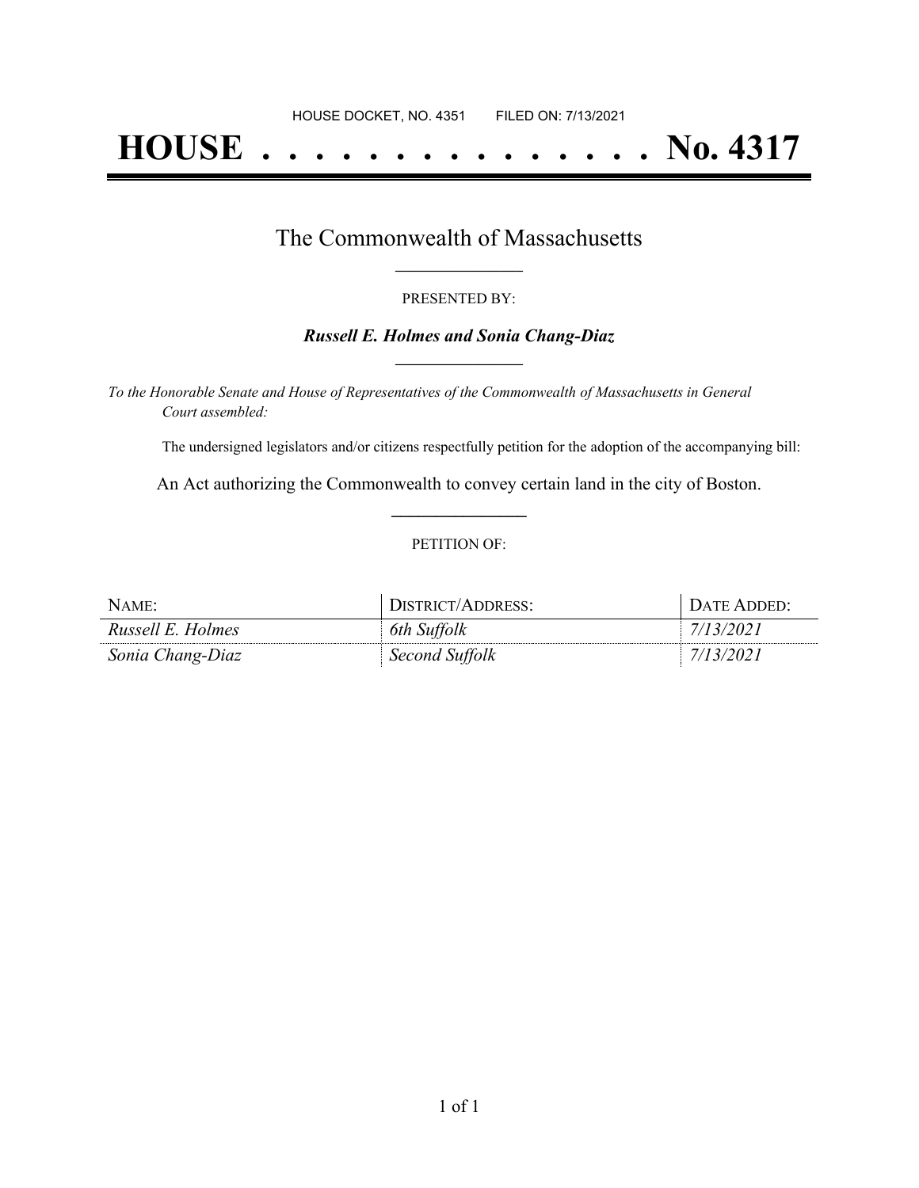HOUSE DOCKET, NO. 4351 FILED ON: 7/13/2021

# HOUSE . . . . . . . . . . . . . . . No. 4317

## The Commonwealth of Massachusetts

PRESENTED BY:

***Russell E. Holmes and Sonia Chang-Diaz***

*To the Honorable Senate and House of Representatives of the Commonwealth of Massachusetts in General Court assembled:*

The undersigned legislators and/or citizens respectfully petition for the adoption of the accompanying bill:

An Act authorizing the Commonwealth to convey certain land in the city of Boston.

PETITION OF:

| NAME: | DISTRICT/ADDRESS: | DATE ADDED: |
|---|---|---|
| *Russell E. Holmes* | *6th Suffolk* | *7/13/2021* |
| *Sonia Chang-Diaz* | *Second Suffolk* | *7/13/2021* |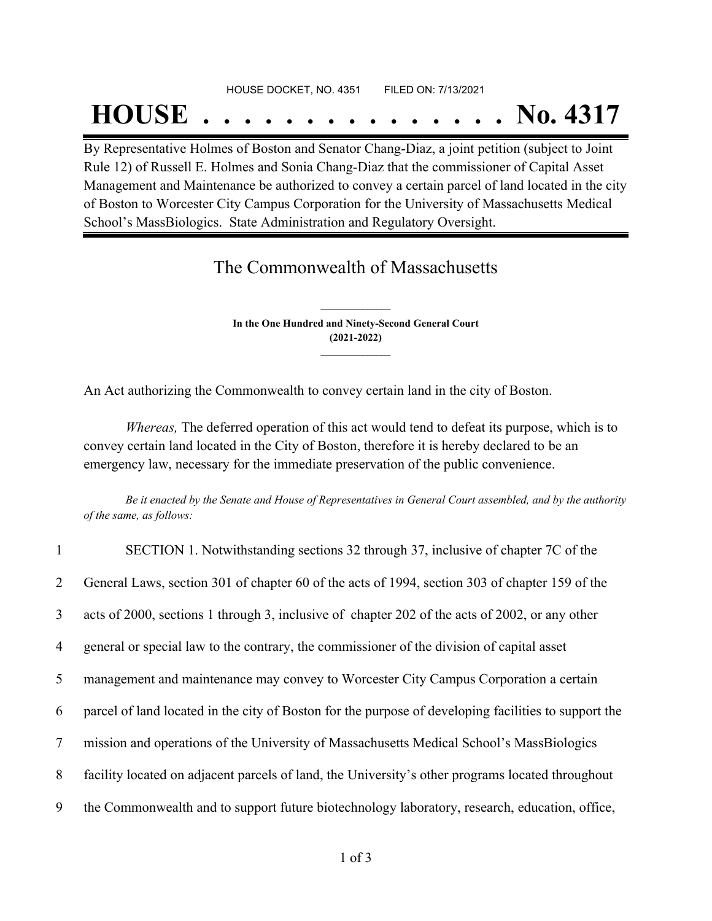HOUSE DOCKET, NO. 4351 FILED ON: 7/13/2021

# HOUSE . . . . . . . . . . . . . . . . No. 4317

By Representative Holmes of Boston and Senator Chang-Diaz, a joint petition (subject to Joint Rule 12) of Russell E. Holmes and Sonia Chang-Diaz that the commissioner of Capital Asset Management and Maintenance be authorized to convey a certain parcel of land located in the city of Boston to Worcester City Campus Corporation for the University of Massachusetts Medical School's MassBiologics. State Administration and Regulatory Oversight.

## The Commonwealth of Massachusetts

**In the One Hundred and Ninety-Second General Court**
**(2021-2022)**

An Act authorizing the Commonwealth to convey certain land in the city of Boston.

*Whereas,* The deferred operation of this act would tend to defeat its purpose, which is to convey certain land located in the City of Boston, therefore it is hereby declared to be an emergency law, necessary for the immediate preservation of the public convenience.

*Be it enacted by the Senate and House of Representatives in General Court assembled, and by the authority of the same, as follows:*

1 SECTION 1. Notwithstanding sections 32 through 37, inclusive of chapter 7C of the
2 General Laws, section 301 of chapter 60 of the acts of 1994, section 303 of chapter 159 of the
3 acts of 2000, sections 1 through 3, inclusive of chapter 202 of the acts of 2002, or any other
4 general or special law to the contrary, the commissioner of the division of capital asset
5 management and maintenance may convey to Worcester City Campus Corporation a certain
6 parcel of land located in the city of Boston for the purpose of developing facilities to support the
7 mission and operations of the University of Massachusetts Medical School's MassBiologics
8 facility located on adjacent parcels of land, the University's other programs located throughout
9 the Commonwealth and to support future biotechnology laboratory, research, education, office,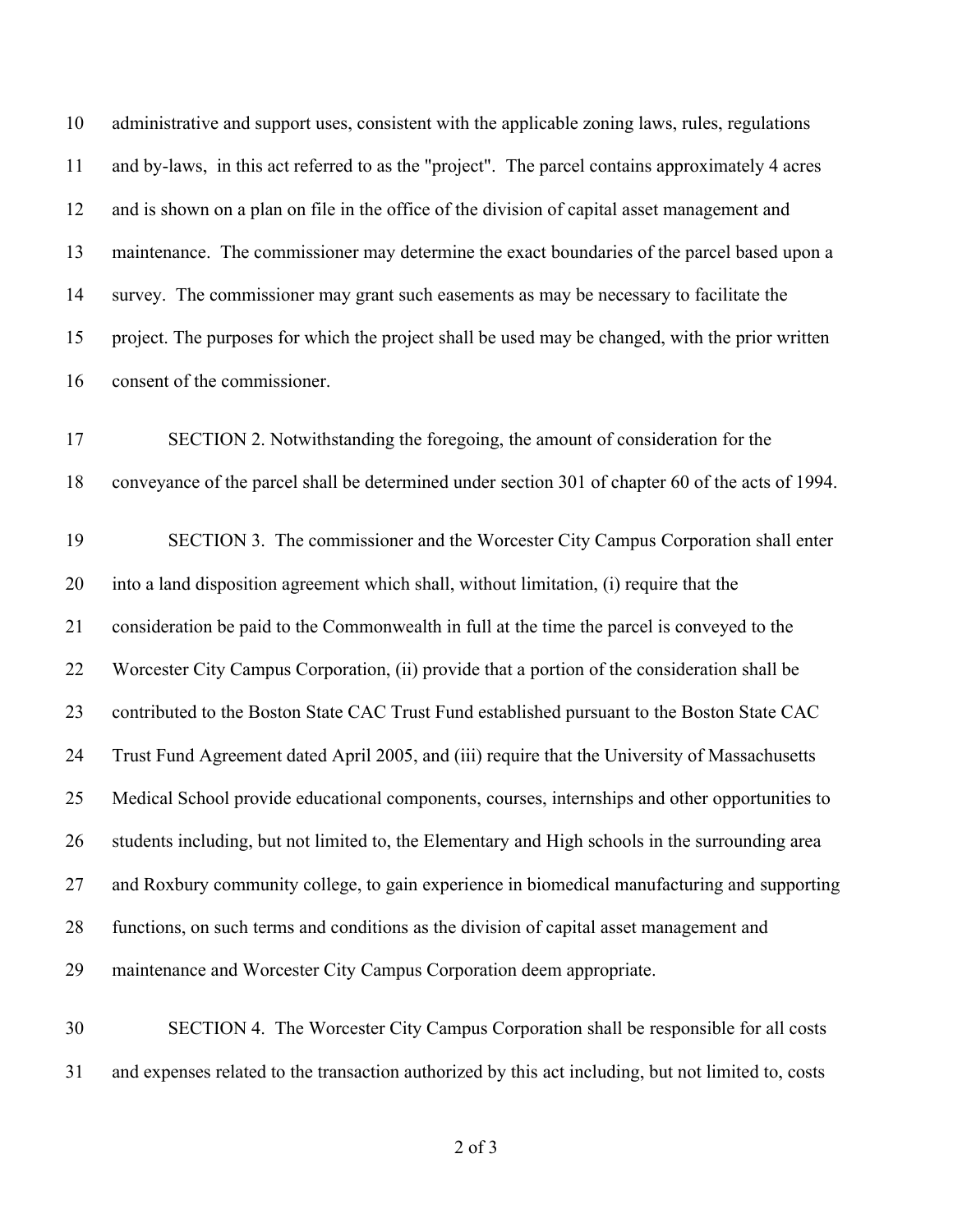administrative and support uses, consistent with the applicable zoning laws, rules, regulations and by-laws, in this act referred to as the "project". The parcel contains approximately 4 acres and is shown on a plan on file in the office of the division of capital asset management and maintenance. The commissioner may determine the exact boundaries of the parcel based upon a survey. The commissioner may grant such easements as may be necessary to facilitate the project. The purposes for which the project shall be used may be changed, with the prior written consent of the commissioner.

SECTION 2. Notwithstanding the foregoing, the amount of consideration for the conveyance of the parcel shall be determined under section 301 of chapter 60 of the acts of 1994.

SECTION 3. The commissioner and the Worcester City Campus Corporation shall enter into a land disposition agreement which shall, without limitation, (i) require that the consideration be paid to the Commonwealth in full at the time the parcel is conveyed to the Worcester City Campus Corporation, (ii) provide that a portion of the consideration shall be contributed to the Boston State CAC Trust Fund established pursuant to the Boston State CAC Trust Fund Agreement dated April 2005, and (iii) require that the University of Massachusetts Medical School provide educational components, courses, internships and other opportunities to students including, but not limited to, the Elementary and High schools in the surrounding area and Roxbury community college, to gain experience in biomedical manufacturing and supporting functions, on such terms and conditions as the division of capital asset management and maintenance and Worcester City Campus Corporation deem appropriate.

SECTION 4. The Worcester City Campus Corporation shall be responsible for all costs and expenses related to the transaction authorized by this act including, but not limited to, costs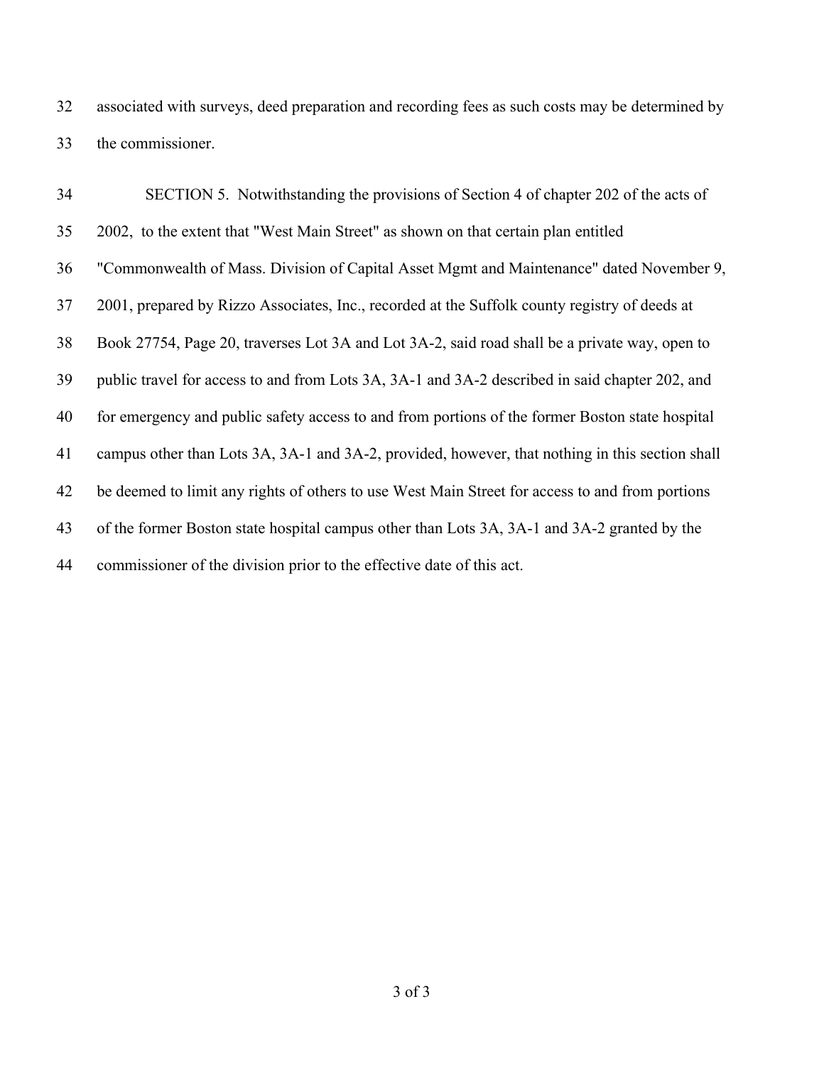associated with surveys, deed preparation and recording fees as such costs may be determined by the commissioner.

SECTION 5. Notwithstanding the provisions of Section 4 of chapter 202 of the acts of 2002, to the extent that "West Main Street" as shown on that certain plan entitled "Commonwealth of Mass. Division of Capital Asset Mgmt and Maintenance" dated November 9, 2001, prepared by Rizzo Associates, Inc., recorded at the Suffolk county registry of deeds at Book 27754, Page 20, traverses Lot 3A and Lot 3A-2, said road shall be a private way, open to public travel for access to and from Lots 3A, 3A-1 and 3A-2 described in said chapter 202, and for emergency and public safety access to and from portions of the former Boston state hospital campus other than Lots 3A, 3A-1 and 3A-2, provided, however, that nothing in this section shall be deemed to limit any rights of others to use West Main Street for access to and from portions of the former Boston state hospital campus other than Lots 3A, 3A-1 and 3A-2 granted by the commissioner of the division prior to the effective date of this act.